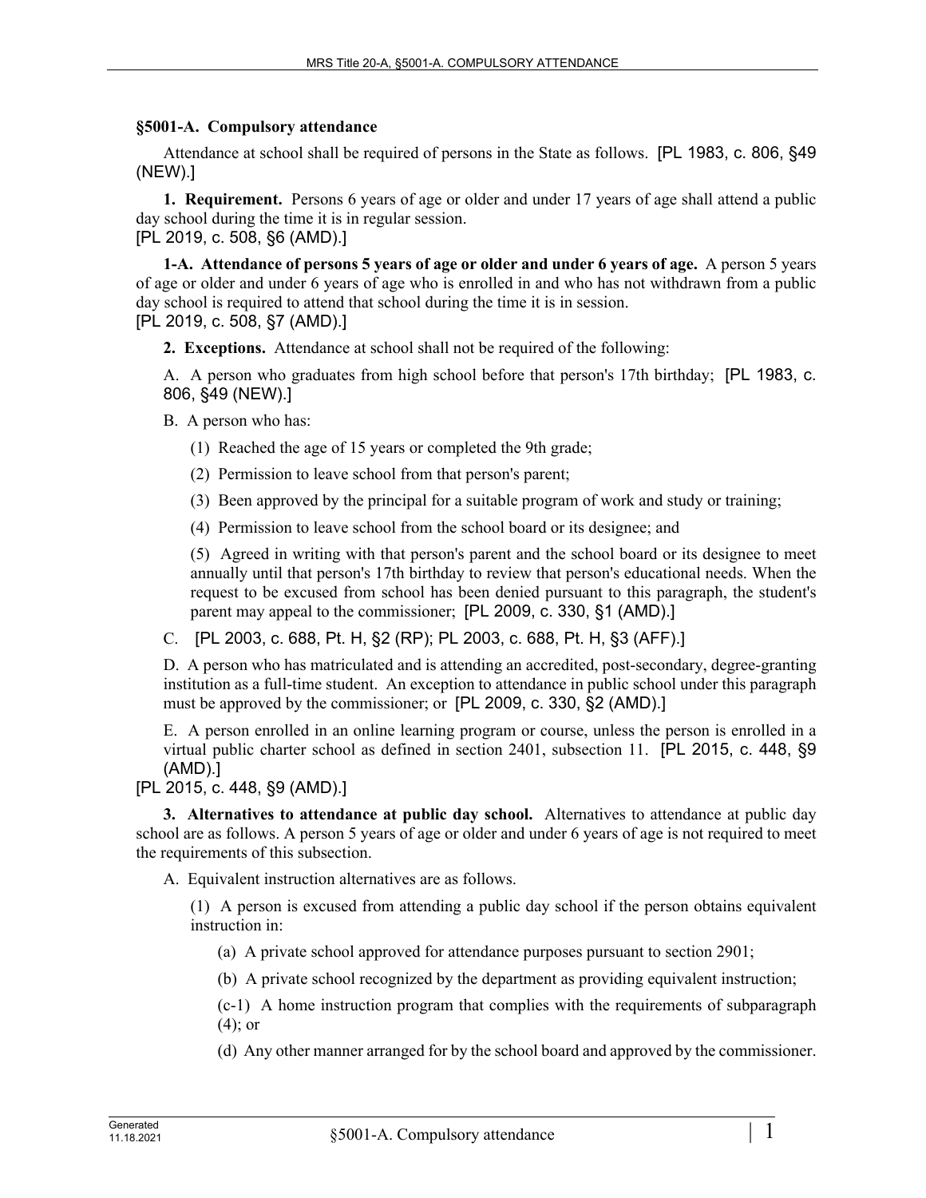## §5001-A. Compulsory attendance

Attendance at school shall be required of persons in the State as follows. [PL 1983, c. 806, §49 (NEW).]

**1. Requirement.** Persons 6 years of age or older and under 17 years of age shall attend a public day school during the time it is in regular session.
[PL 2019, c. 508, §6 (AMD).]

**1-A. Attendance of persons 5 years of age or older and under 6 years of age.** A person 5 years of age or older and under 6 years of age who is enrolled in and who has not withdrawn from a public day school is required to attend that school during the time it is in session.
[PL 2019, c. 508, §7 (AMD).]

**2. Exceptions.** Attendance at school shall not be required of the following:

A. A person who graduates from high school before that person's 17th birthday; [PL 1983, c. 806, §49 (NEW).]

B. A person who has:

(1) Reached the age of 15 years or completed the 9th grade;

(2) Permission to leave school from that person's parent;

(3) Been approved by the principal for a suitable program of work and study or training;

(4) Permission to leave school from the school board or its designee; and

(5) Agreed in writing with that person's parent and the school board or its designee to meet annually until that person's 17th birthday to review that person's educational needs. When the request to be excused from school has been denied pursuant to this paragraph, the student's parent may appeal to the commissioner; [PL 2009, c. 330, §1 (AMD).]

C. [PL 2003, c. 688, Pt. H, §2 (RP); PL 2003, c. 688, Pt. H, §3 (AFF).]

D. A person who has matriculated and is attending an accredited, post-secondary, degree-granting institution as a full-time student. An exception to attendance in public school under this paragraph must be approved by the commissioner; or [PL 2009, c. 330, §2 (AMD).]

E. A person enrolled in an online learning program or course, unless the person is enrolled in a virtual public charter school as defined in section 2401, subsection 11. [PL 2015, c. 448, §9 (AMD).]

[PL 2015, c. 448, §9 (AMD).]

**3. Alternatives to attendance at public day school.** Alternatives to attendance at public day school are as follows. A person 5 years of age or older and under 6 years of age is not required to meet the requirements of this subsection.

A. Equivalent instruction alternatives are as follows.

(1) A person is excused from attending a public day school if the person obtains equivalent instruction in:

(a) A private school approved for attendance purposes pursuant to section 2901;

(b) A private school recognized by the department as providing equivalent instruction;

(c-1) A home instruction program that complies with the requirements of subparagraph (4); or

(d) Any other manner arranged for by the school board and approved by the commissioner.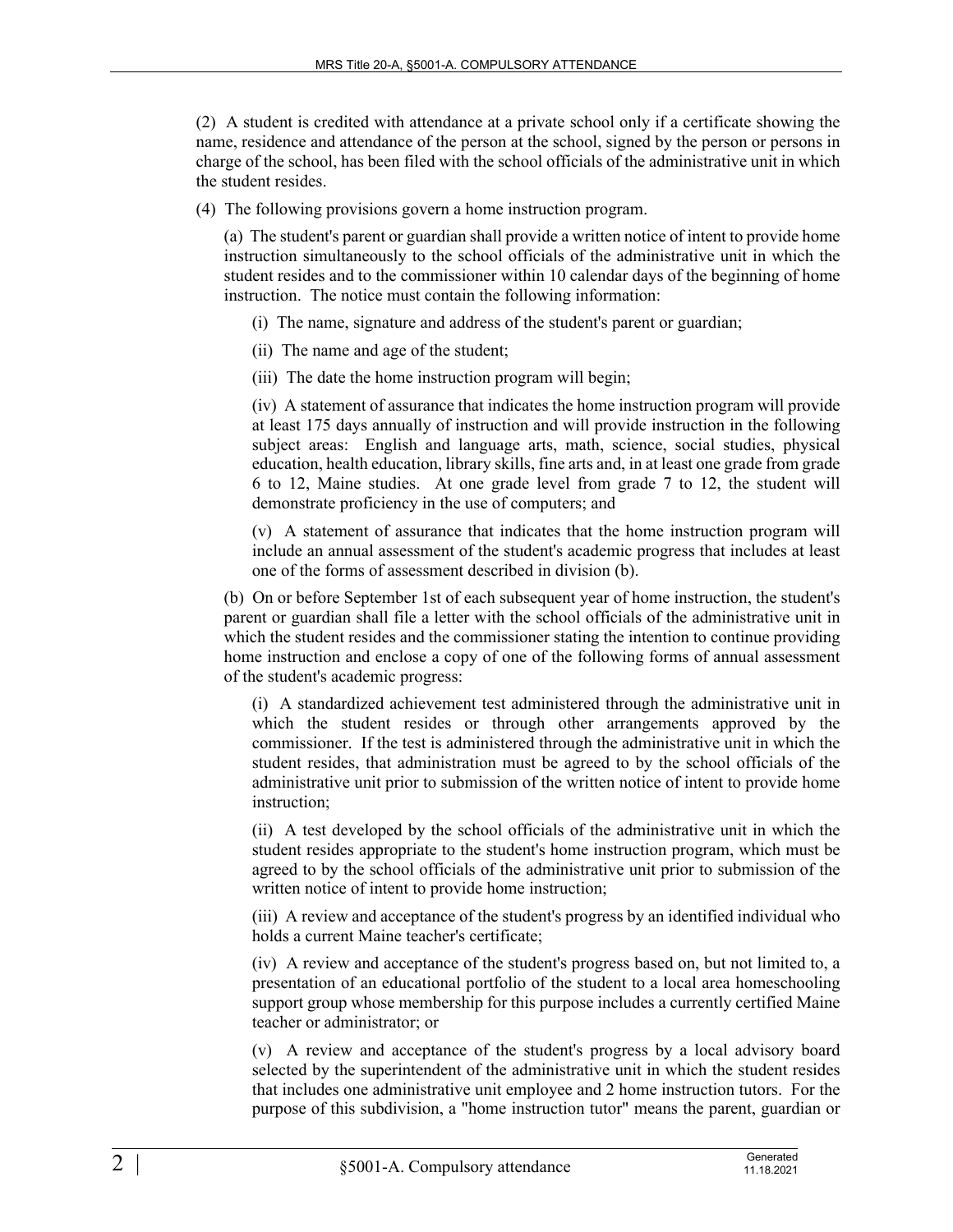(2) A student is credited with attendance at a private school only if a certificate showing the name, residence and attendance of the person at the school, signed by the person or persons in charge of the school, has been filed with the school officials of the administrative unit in which the student resides.

(4) The following provisions govern a home instruction program.

(a) The student's parent or guardian shall provide a written notice of intent to provide home instruction simultaneously to the school officials of the administrative unit in which the student resides and to the commissioner within 10 calendar days of the beginning of home instruction. The notice must contain the following information:

(i) The name, signature and address of the student's parent or guardian;

(ii) The name and age of the student;

(iii) The date the home instruction program will begin;

(iv) A statement of assurance that indicates the home instruction program will provide at least 175 days annually of instruction and will provide instruction in the following subject areas: English and language arts, math, science, social studies, physical education, health education, library skills, fine arts and, in at least one grade from grade 6 to 12, Maine studies. At one grade level from grade 7 to 12, the student will demonstrate proficiency in the use of computers; and

(v) A statement of assurance that indicates that the home instruction program will include an annual assessment of the student's academic progress that includes at least one of the forms of assessment described in division (b).

(b) On or before September 1st of each subsequent year of home instruction, the student's parent or guardian shall file a letter with the school officials of the administrative unit in which the student resides and the commissioner stating the intention to continue providing home instruction and enclose a copy of one of the following forms of annual assessment of the student's academic progress:

(i) A standardized achievement test administered through the administrative unit in which the student resides or through other arrangements approved by the commissioner. If the test is administered through the administrative unit in which the student resides, that administration must be agreed to by the school officials of the administrative unit prior to submission of the written notice of intent to provide home instruction;

(ii) A test developed by the school officials of the administrative unit in which the student resides appropriate to the student's home instruction program, which must be agreed to by the school officials of the administrative unit prior to submission of the written notice of intent to provide home instruction;

(iii) A review and acceptance of the student's progress by an identified individual who holds a current Maine teacher's certificate;

(iv) A review and acceptance of the student's progress based on, but not limited to, a presentation of an educational portfolio of the student to a local area homeschooling support group whose membership for this purpose includes a currently certified Maine teacher or administrator; or

(v) A review and acceptance of the student's progress by a local advisory board selected by the superintendent of the administrative unit in which the student resides that includes one administrative unit employee and 2 home instruction tutors. For the purpose of this subdivision, a "home instruction tutor" means the parent, guardian or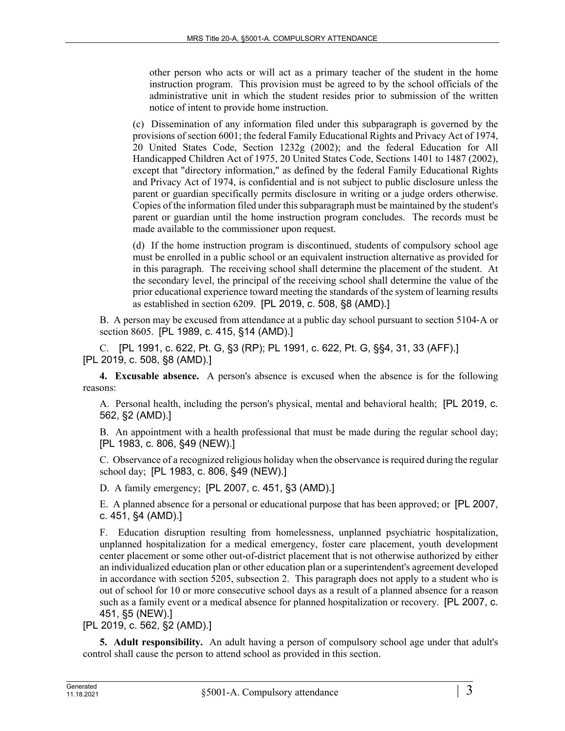other person who acts or will act as a primary teacher of the student in the home instruction program. This provision must be agreed to by the school officials of the administrative unit in which the student resides prior to submission of the written notice of intent to provide home instruction.

(c) Dissemination of any information filed under this subparagraph is governed by the provisions of section 6001; the federal Family Educational Rights and Privacy Act of 1974, 20 United States Code, Section 1232g (2002); and the federal Education for All Handicapped Children Act of 1975, 20 United States Code, Sections 1401 to 1487 (2002), except that "directory information," as defined by the federal Family Educational Rights and Privacy Act of 1974, is confidential and is not subject to public disclosure unless the parent or guardian specifically permits disclosure in writing or a judge orders otherwise. Copies of the information filed under this subparagraph must be maintained by the student's parent or guardian until the home instruction program concludes. The records must be made available to the commissioner upon request.

(d) If the home instruction program is discontinued, students of compulsory school age must be enrolled in a public school or an equivalent instruction alternative as provided for in this paragraph. The receiving school shall determine the placement of the student. At the secondary level, the principal of the receiving school shall determine the value of the prior educational experience toward meeting the standards of the system of learning results as established in section 6209. [PL 2019, c. 508, §8 (AMD).]

B. A person may be excused from attendance at a public day school pursuant to section 5104-A or section 8605. [PL 1989, c. 415, §14 (AMD).]

C. [PL 1991, c. 622, Pt. G, §3 (RP); PL 1991, c. 622, Pt. G, §§4, 31, 33 (AFF).]

[PL 2019, c. 508, §8 (AMD).]

**4. Excusable absence.** A person's absence is excused when the absence is for the following reasons:

A. Personal health, including the person's physical, mental and behavioral health; [PL 2019, c. 562, §2 (AMD).]

B. An appointment with a health professional that must be made during the regular school day; [PL 1983, c. 806, §49 (NEW).]

C. Observance of a recognized religious holiday when the observance is required during the regular school day; [PL 1983, c. 806, §49 (NEW).]

D. A family emergency; [PL 2007, c. 451, §3 (AMD).]

E. A planned absence for a personal or educational purpose that has been approved; or [PL 2007, c. 451, §4 (AMD).]

F. Education disruption resulting from homelessness, unplanned psychiatric hospitalization, unplanned hospitalization for a medical emergency, foster care placement, youth development center placement or some other out-of-district placement that is not otherwise authorized by either an individualized education plan or other education plan or a superintendent's agreement developed in accordance with section 5205, subsection 2. This paragraph does not apply to a student who is out of school for 10 or more consecutive school days as a result of a planned absence for a reason such as a family event or a medical absence for planned hospitalization or recovery. [PL 2007, c. 451, §5 (NEW).]

[PL 2019, c. 562, §2 (AMD).]

**5. Adult responsibility.** An adult having a person of compulsory school age under that adult's control shall cause the person to attend school as provided in this section.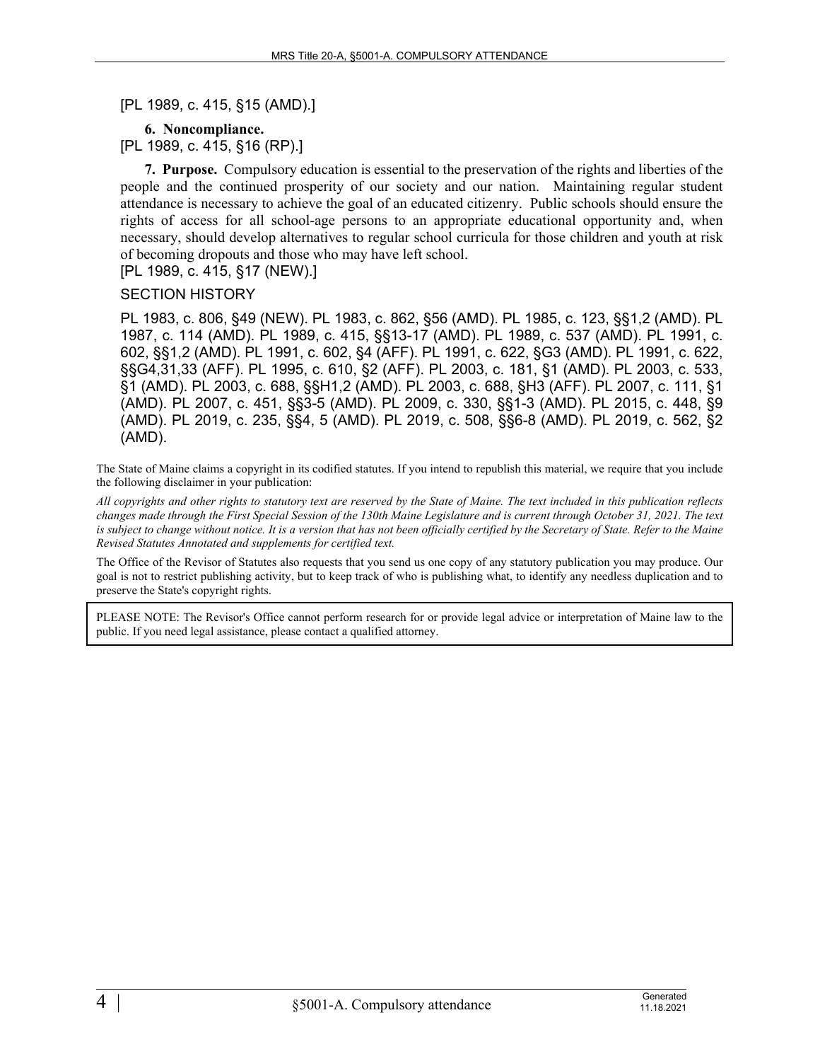[PL 1989, c. 415, §15 (AMD).]

**6. Noncompliance.**

[PL 1989, c. 415, §16 (RP).]

**7. Purpose.** Compulsory education is essential to the preservation of the rights and liberties of the people and the continued prosperity of our society and our nation. Maintaining regular student attendance is necessary to achieve the goal of an educated citizenry. Public schools should ensure the rights of access for all school-age persons to an appropriate educational opportunity and, when necessary, should develop alternatives to regular school curricula for those children and youth at risk of becoming dropouts and those who may have left school.

[PL 1989, c. 415, §17 (NEW).]

SECTION HISTORY

PL 1983, c. 806, §49 (NEW). PL 1983, c. 862, §56 (AMD). PL 1985, c. 123, §§1,2 (AMD). PL 1987, c. 114 (AMD). PL 1989, c. 415, §§13-17 (AMD). PL 1989, c. 537 (AMD). PL 1991, c. 602, §§1,2 (AMD). PL 1991, c. 602, §4 (AFF). PL 1991, c. 622, §G3 (AMD). PL 1991, c. 622, §§G4,31,33 (AFF). PL 1995, c. 610, §2 (AFF). PL 2003, c. 181, §1 (AMD). PL 2003, c. 533, §1 (AMD). PL 2003, c. 688, §§H1,2 (AMD). PL 2003, c. 688, §H3 (AFF). PL 2007, c. 111, §1 (AMD). PL 2007, c. 451, §§3-5 (AMD). PL 2009, c. 330, §§1-3 (AMD). PL 2015, c. 448, §9 (AMD). PL 2019, c. 235, §§4, 5 (AMD). PL 2019, c. 508, §§6-8 (AMD). PL 2019, c. 562, §2 (AMD).

The State of Maine claims a copyright in its codified statutes. If you intend to republish this material, we require that you include the following disclaimer in your publication:

*All copyrights and other rights to statutory text are reserved by the State of Maine. The text included in this publication reflects changes made through the First Special Session of the 130th Maine Legislature and is current through October 31, 2021. The text is subject to change without notice. It is a version that has not been officially certified by the Secretary of State. Refer to the Maine Revised Statutes Annotated and supplements for certified text.*

The Office of the Revisor of Statutes also requests that you send us one copy of any statutory publication you may produce. Our goal is not to restrict publishing activity, but to keep track of who is publishing what, to identify any needless duplication and to preserve the State's copyright rights.

PLEASE NOTE: The Revisor's Office cannot perform research for or provide legal advice or interpretation of Maine law to the public. If you need legal assistance, please contact a qualified attorney.